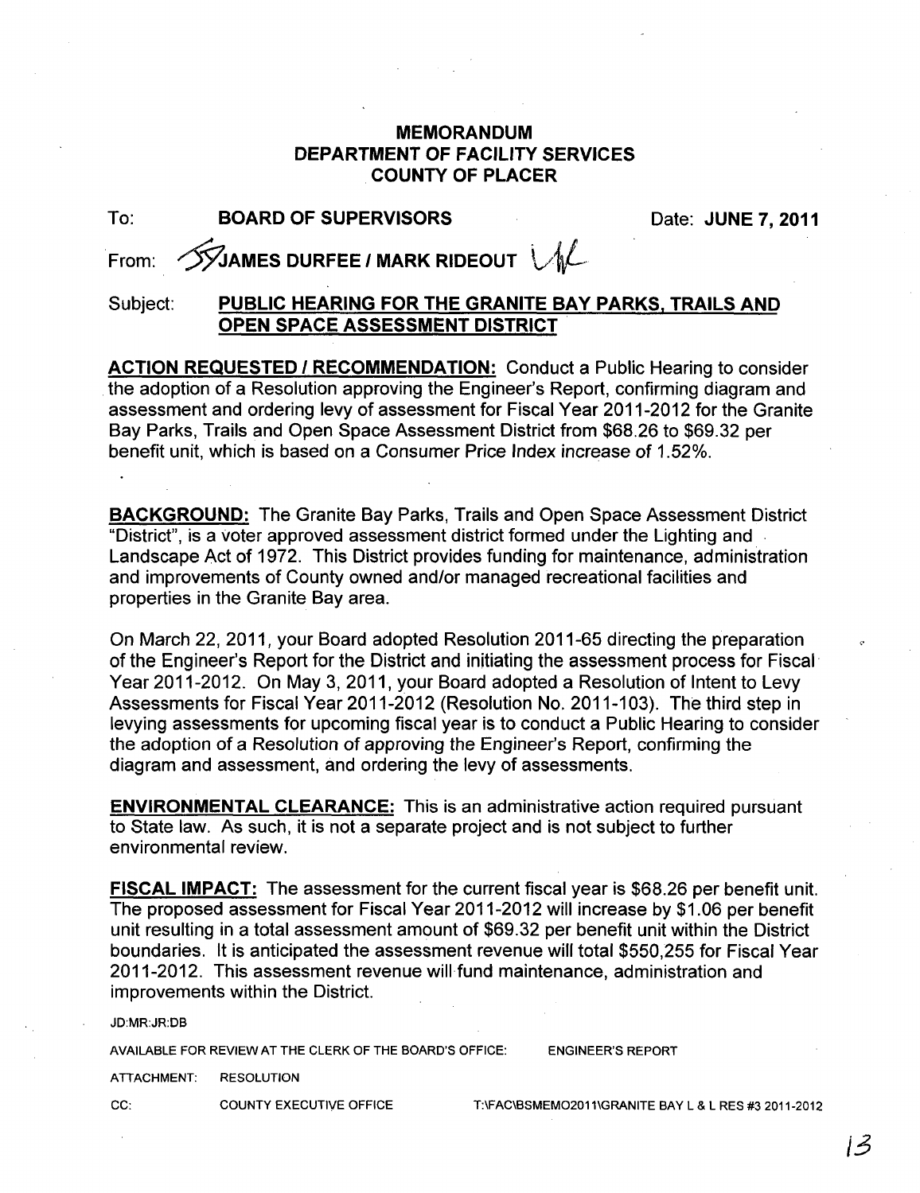# MEMORANDUM
## DEPARTMENT OF FACILITY SERVICES
## COUNTY OF PLACER

To: **BOARD OF SUPERVISORS** Date: **JUNE 7, 2011**

From: **JAMES DURFEE / MARK RIDEOUT**

Subject: **PUBLIC HEARING FOR THE GRANITE BAY PARKS, TRAILS AND OPEN SPACE ASSESSMENT DISTRICT**

**ACTION REQUESTED / RECOMMENDATION:** Conduct a Public Hearing to consider the adoption of a Resolution approving the Engineer's Report, confirming diagram and assessment and ordering levy of assessment for Fiscal Year 2011-2012 for the Granite Bay Parks, Trails and Open Space Assessment District from $68.26 to $69.32 per benefit unit, which is based on a Consumer Price Index increase of 1.52%.

**BACKGROUND:** The Granite Bay Parks, Trails and Open Space Assessment District "District", is a voter approved assessment district formed under the Lighting and Landscape Act of 1972. This District provides funding for maintenance, administration and improvements of County owned and/or managed recreational facilities and properties in the Granite Bay area.

On March 22, 2011, your Board adopted Resolution 2011-65 directing the preparation of the Engineer's Report for the District and initiating the assessment process for Fiscal Year 2011-2012. On May 3, 2011, your Board adopted a Resolution of Intent to Levy Assessments for Fiscal Year 2011-2012 (Resolution No. 2011-103). The third step in levying assessments for upcoming fiscal year is to conduct a Public Hearing to consider the adoption of a Resolution of approving the Engineer's Report, confirming the diagram and assessment, and ordering the levy of assessments.

**ENVIRONMENTAL CLEARANCE:** This is an administrative action required pursuant to State law. As such, it is not a separate project and is not subject to further environmental review.

**FISCAL IMPACT:** The assessment for the current fiscal year is $68.26 per benefit unit. The proposed assessment for Fiscal Year 2011-2012 will increase by $1.06 per benefit unit resulting in a total assessment amount of $69.32 per benefit unit within the District boundaries. It is anticipated the assessment revenue will total $550,255 for Fiscal Year 2011-2012. This assessment revenue will fund maintenance, administration and improvements within the District.

JD:MR:JR:DB

AVAILABLE FOR REVIEW AT THE CLERK OF THE BOARD'S OFFICE: ENGINEER'S REPORT

ATTACHMENT: RESOLUTION

CC: COUNTY EXECUTIVE OFFICE T:\FAC\BSMEMO2011\GRANITE BAY L & L RES #3 2011-2012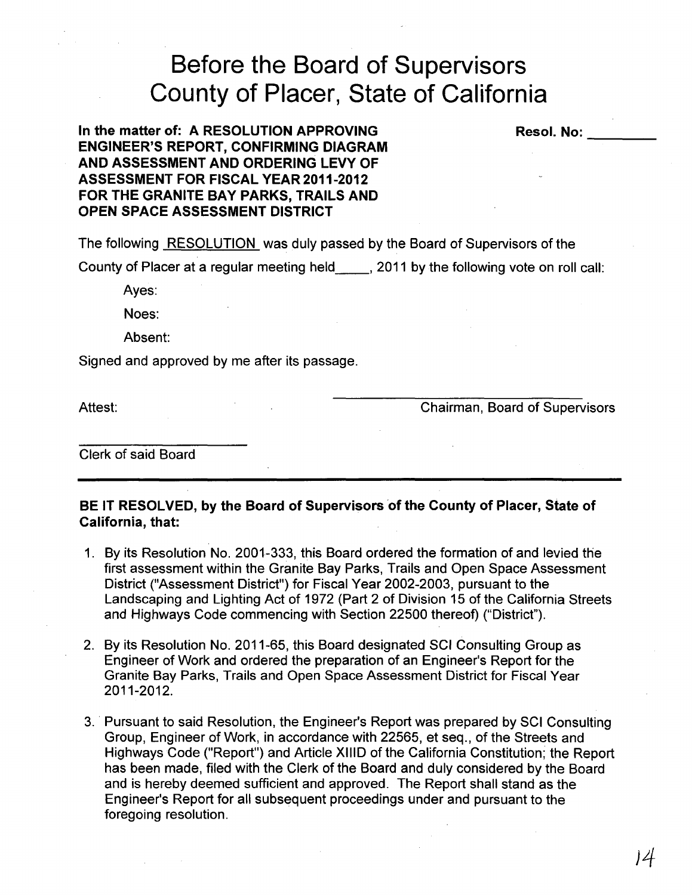# Before the Board of Supervisors County of Placer, State of California

**In the matter of: A RESOLUTION APPROVING ENGINEER'S REPORT, CONFIRMING DIAGRAM AND ASSESSMENT AND ORDERING LEVY OF ASSESSMENT FOR FISCAL YEAR 2011-2012 FOR THE GRANITE BAY PARKS, TRAILS AND OPEN SPACE ASSESSMENT DISTRICT**

**Resol. No:** ________

The following RESOLUTION was duly passed by the Board of Supervisors of the County of Placer at a regular meeting held_____, 2011 by the following vote on roll call:

Ayes:

Noes:

Absent:

Signed and approved by me after its passage.

Attest:

________________________________
Chairman, Board of Supervisors

______________________
Clerk of said Board

---

**BE IT RESOLVED, by the Board of Supervisors of the County of Placer, State of California, that:**

1. By its Resolution No. 2001-333, this Board ordered the formation of and levied the first assessment within the Granite Bay Parks, Trails and Open Space Assessment District ("Assessment District") for Fiscal Year 2002-2003, pursuant to the Landscaping and Lighting Act of 1972 (Part 2 of Division 15 of the California Streets and Highways Code commencing with Section 22500 thereof) ("District").

2. By its Resolution No. 2011-65, this Board designated SCI Consulting Group as Engineer of Work and ordered the preparation of an Engineer's Report for the Granite Bay Parks, Trails and Open Space Assessment District for Fiscal Year 2011-2012.

3. Pursuant to said Resolution, the Engineer's Report was prepared by SCI Consulting Group, Engineer of Work, in accordance with 22565, et seq., of the Streets and Highways Code ("Report") and Article XIIID of the California Constitution; the Report has been made, filed with the Clerk of the Board and duly considered by the Board and is hereby deemed sufficient and approved. The Report shall stand as the Engineer's Report for all subsequent proceedings under and pursuant to the foregoing resolution.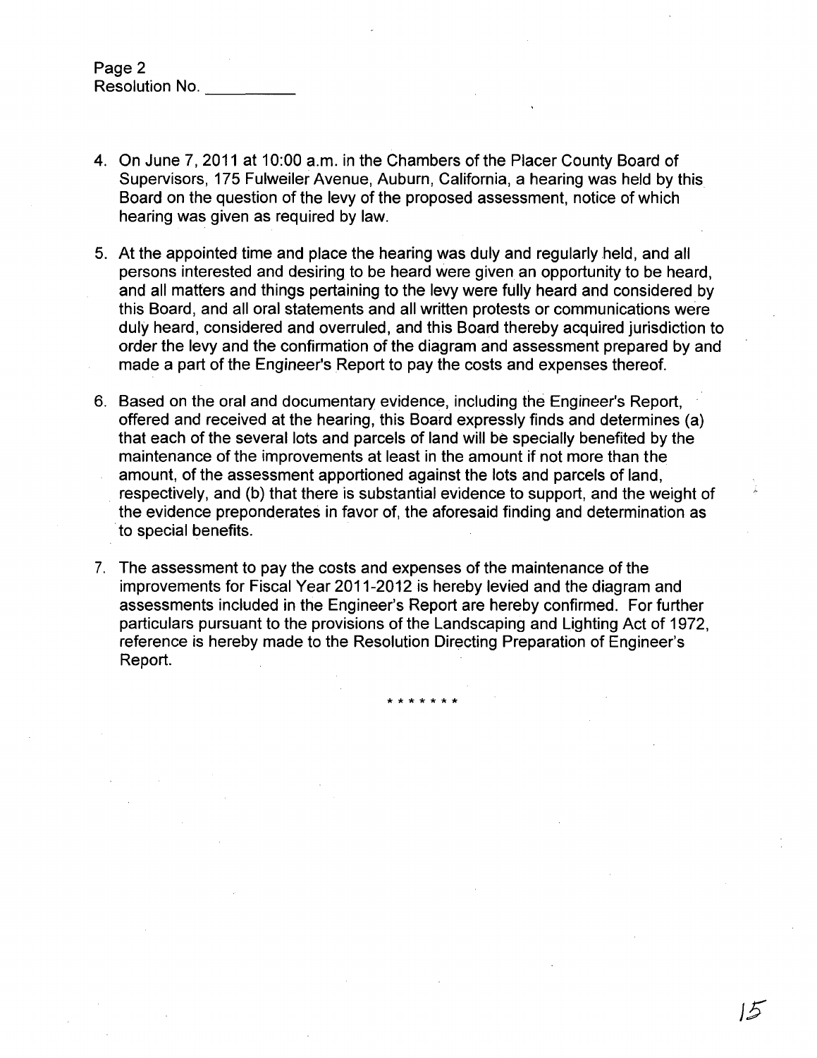Resolution No. ___________

4. On June 7, 2011 at 10:00 a.m. in the Chambers of the Placer County Board of Supervisors, 175 Fulweiler Avenue, Auburn, California, a hearing was held by this Board on the question of the levy of the proposed assessment, notice of which hearing was given as required by law.

5. At the appointed time and place the hearing was duly and regularly held, and all persons interested and desiring to be heard were given an opportunity to be heard, and all matters and things pertaining to the levy were fully heard and considered by this Board, and all oral statements and all written protests or communications were duly heard, considered and overruled, and this Board thereby acquired jurisdiction to order the levy and the confirmation of the diagram and assessment prepared by and made a part of the Engineer's Report to pay the costs and expenses thereof.

6. Based on the oral and documentary evidence, including the Engineer's Report, offered and received at the hearing, this Board expressly finds and determines (a) that each of the several lots and parcels of land will be specially benefited by the maintenance of the improvements at least in the amount if not more than the amount, of the assessment apportioned against the lots and parcels of land, respectively, and (b) that there is substantial evidence to support, and the weight of the evidence preponderates in favor of, the aforesaid finding and determination as to special benefits.

7. The assessment to pay the costs and expenses of the maintenance of the improvements for Fiscal Year 2011-2012 is hereby levied and the diagram and assessments included in the Engineer's Report are hereby confirmed. For further particulars pursuant to the provisions of the Landscaping and Lighting Act of 1972, reference is hereby made to the Resolution Directing Preparation of Engineer's Report.

* * * * * * *